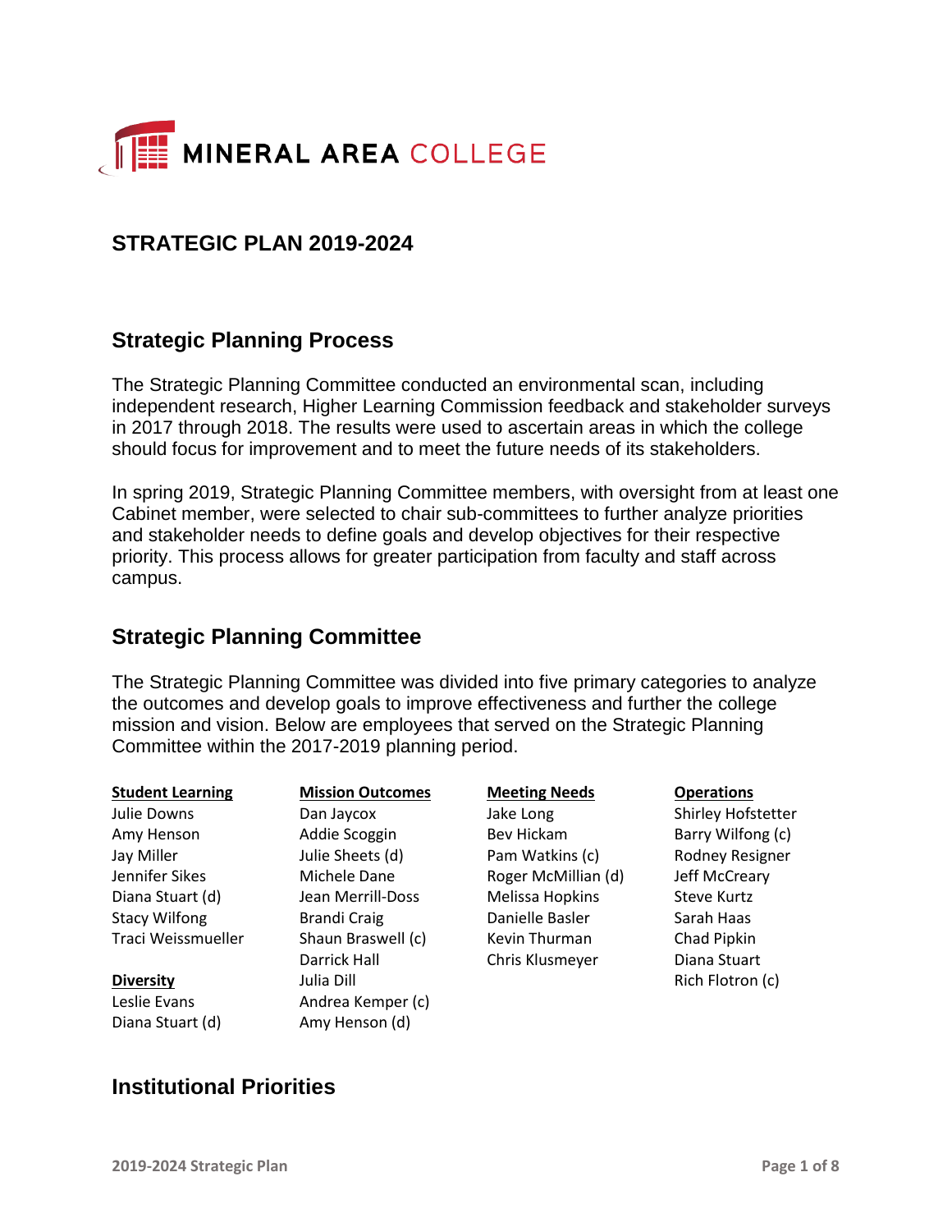MINERAL AREA COLLEGE

# STRATEGIC PLAN 2019-2024

## Strategic Planning Process

The Strategic Planning Committee conducted an environmental scan, including independent research, Higher Learning Commission feedback and stakeholder surveys in 2017 through 2018. The results were used to ascertain areas in which the college should focus for improvement and to meet the future needs of its stakeholders.

In spring 2019, Strategic Planning Committee members, with oversight from at least one Cabinet member, were selected to chair sub-committees to further analyze priorities and stakeholder needs to define goals and develop objectives for their respective priority. This process allows for greater participation from faculty and staff across campus.

## Strategic Planning Committee

The Strategic Planning Committee was divided into five primary categories to analyze the outcomes and develop goals to improve effectiveness and further the college mission and vision. Below are employees that served on the Strategic Planning Committee within the 2017-2019 planning period.

**Student Learning**
- Julie Downs
- Amy Henson
- Jay Miller
- Jennifer Sikes
- Diana Stuart (d)
- Stacy Wilfong
- Traci Weissmueller

**Diversity**
- Leslie Evans
- Diana Stuart (d)

**Mission Outcomes**
- Dan Jaycox
- Addie Scoggin
- Julie Sheets (d)
- Michele Dane
- Jean Merrill-Doss
- Brandi Craig
- Shaun Braswell (c)
- Darrick Hall
- Julia Dill
- Andrea Kemper (c)
- Amy Henson (d)

**Meeting Needs**
- Jake Long
- Bev Hickam
- Pam Watkins (c)
- Roger McMillian (d)
- Melissa Hopkins
- Danielle Basler
- Kevin Thurman
- Chris Klusmeyer

**Operations**
- Shirley Hofstetter
- Barry Wilfong (c)
- Rodney Resigner
- Jeff McCreary
- Steve Kurtz
- Sarah Haas
- Chad Pipkin
- Diana Stuart
- Rich Flotron (c)

## Institutional Priorities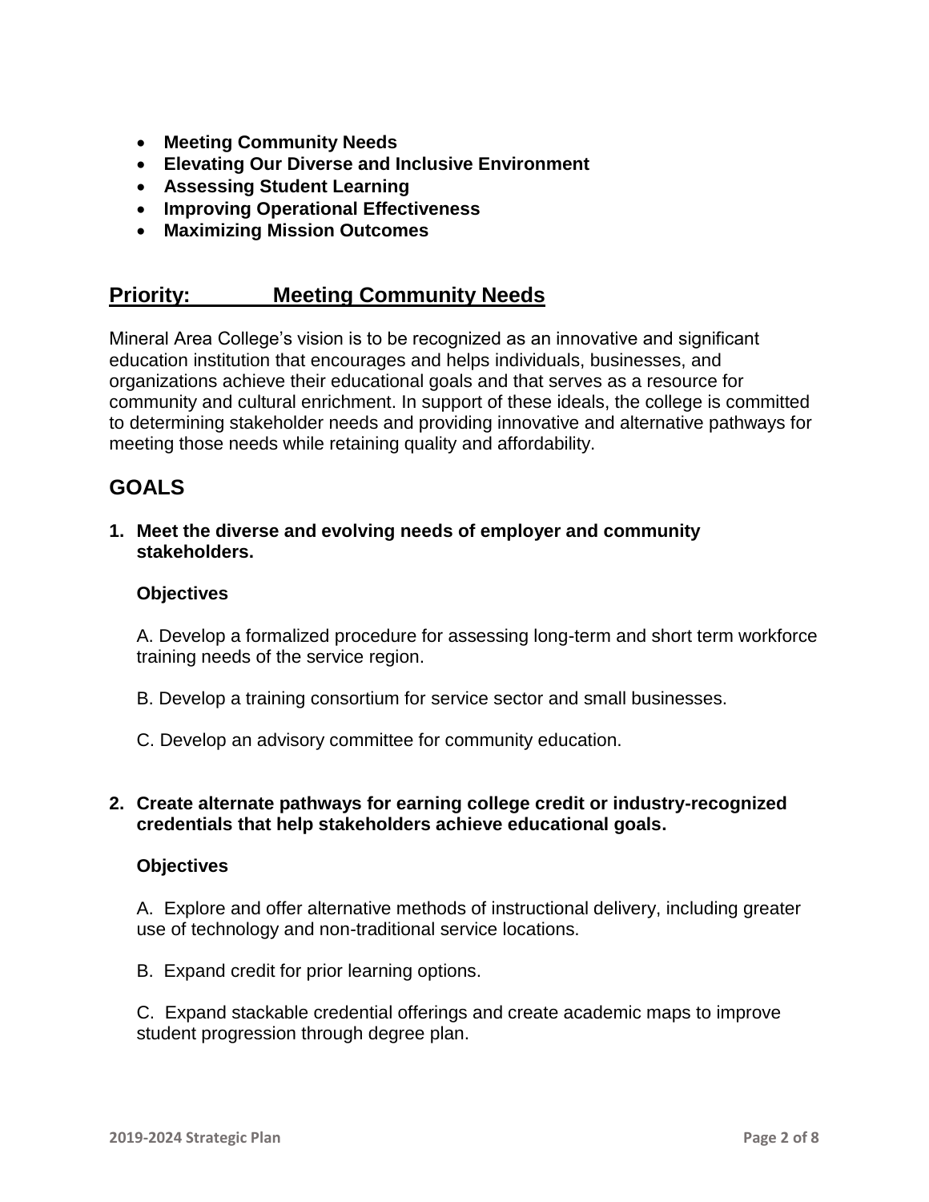- **Meeting Community Needs**
- **Elevating Our Diverse and Inclusive Environment**
- **Assessing Student Learning**
- **Improving Operational Effectiveness**
- **Maximizing Mission Outcomes**

## Priority: Meeting Community Needs

Mineral Area College's vision is to be recognized as an innovative and significant education institution that encourages and helps individuals, businesses, and organizations achieve their educational goals and that serves as a resource for community and cultural enrichment. In support of these ideals, the college is committed to determining stakeholder needs and providing innovative and alternative pathways for meeting those needs while retaining quality and affordability.

## GOALS

1. **Meet the diverse and evolving needs of employer and community stakeholders.**

   **Objectives**

   A. Develop a formalized procedure for assessing long-term and short term workforce training needs of the service region.

   B. Develop a training consortium for service sector and small businesses.

   C. Develop an advisory committee for community education.

2. **Create alternate pathways for earning college credit or industry-recognized credentials that help stakeholders achieve educational goals.**

   **Objectives**

   A. Explore and offer alternative methods of instructional delivery, including greater use of technology and non-traditional service locations.

   B. Expand credit for prior learning options.

   C. Expand stackable credential offerings and create academic maps to improve student progression through degree plan.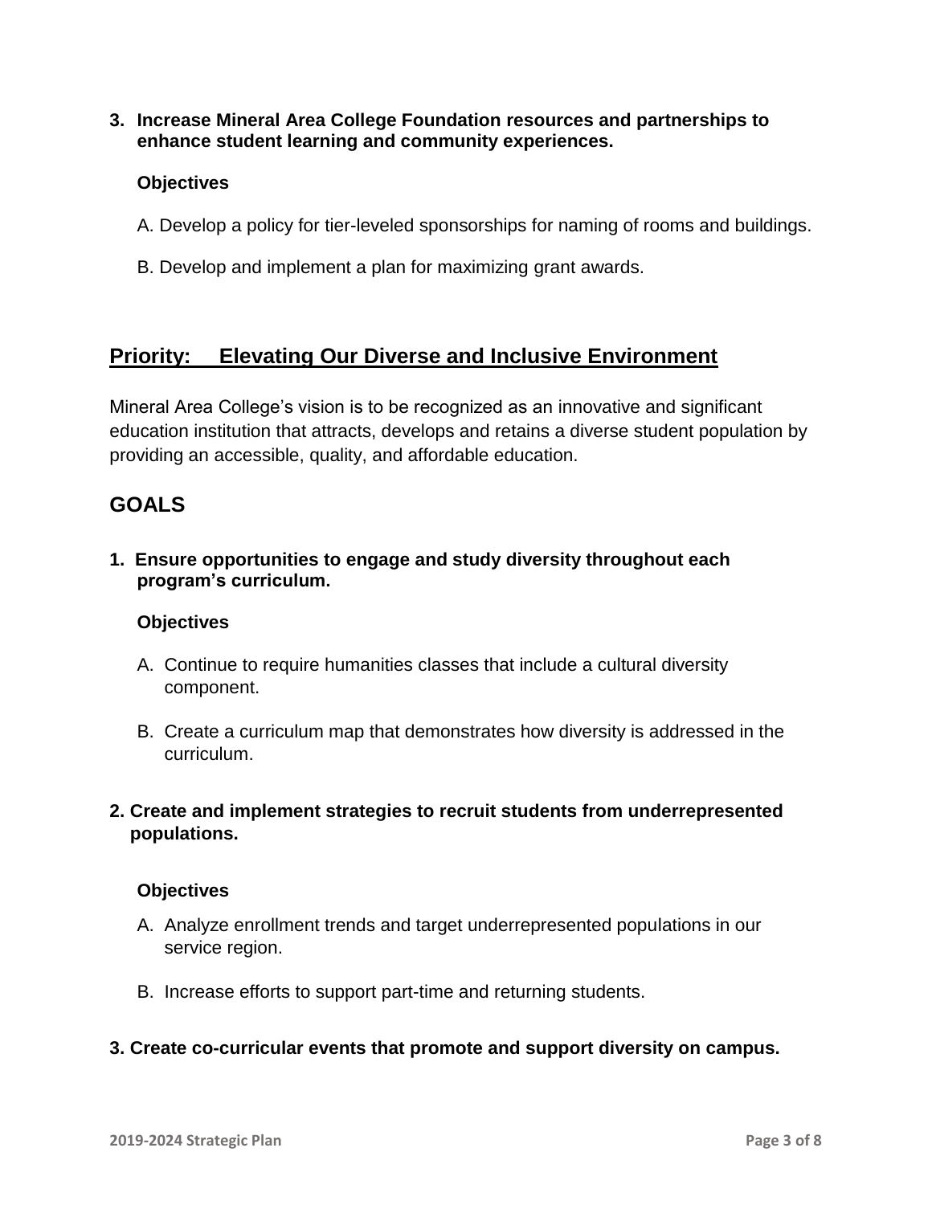**3. Increase Mineral Area College Foundation resources and partnerships to enhance student learning and community experiences.**

**Objectives**

A. Develop a policy for tier-leveled sponsorships for naming of rooms and buildings.

B. Develop and implement a plan for maximizing grant awards.

## Priority: Elevating Our Diverse and Inclusive Environment

Mineral Area College's vision is to be recognized as an innovative and significant education institution that attracts, develops and retains a diverse student population by providing an accessible, quality, and affordable education.

## GOALS

**1. Ensure opportunities to engage and study diversity throughout each program's curriculum.**

**Objectives**

A. Continue to require humanities classes that include a cultural diversity component.

B. Create a curriculum map that demonstrates how diversity is addressed in the curriculum.

**2. Create and implement strategies to recruit students from underrepresented populations.**

**Objectives**

A. Analyze enrollment trends and target underrepresented populations in our service region.

B. Increase efforts to support part-time and returning students.

**3. Create co-curricular events that promote and support diversity on campus.**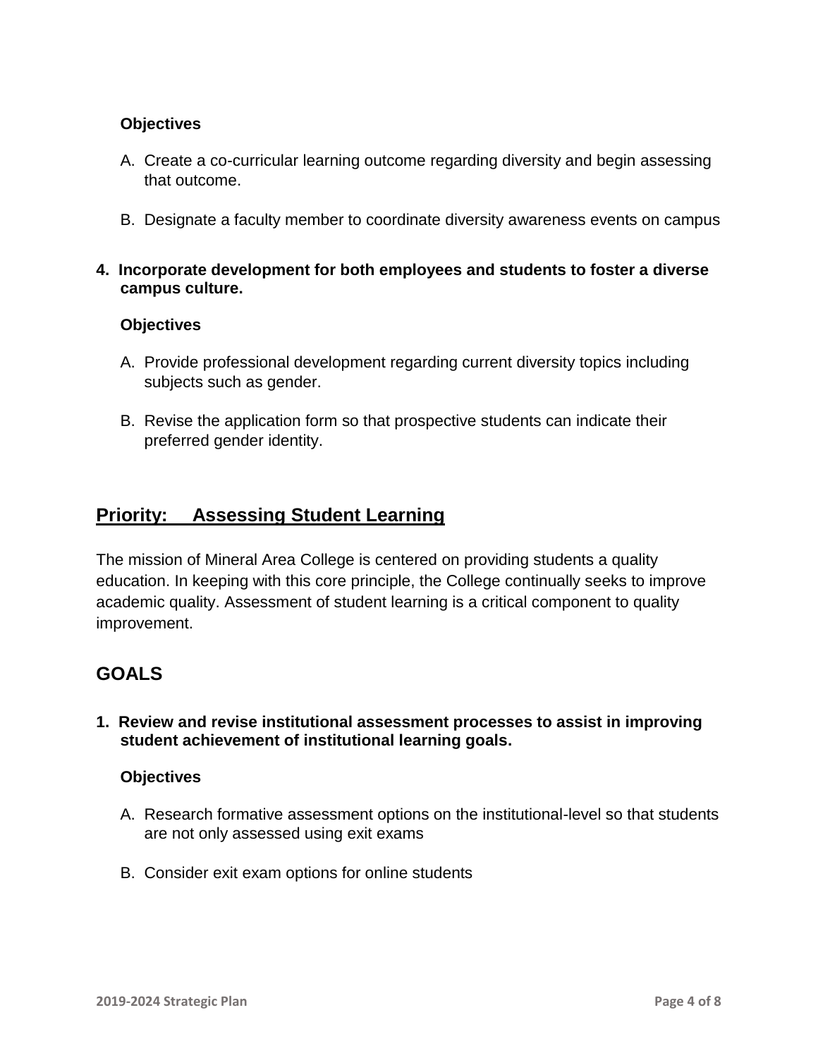**Objectives**

A. Create a co-curricular learning outcome regarding diversity and begin assessing that outcome.

B. Designate a faculty member to coordinate diversity awareness events on campus

**4. Incorporate development for both employees and students to foster a diverse campus culture.**

**Objectives**

A. Provide professional development regarding current diversity topics including subjects such as gender.

B. Revise the application form so that prospective students can indicate their preferred gender identity.

## Priority: Assessing Student Learning

The mission of Mineral Area College is centered on providing students a quality education. In keeping with this core principle, the College continually seeks to improve academic quality. Assessment of student learning is a critical component to quality improvement.

## GOALS

**1. Review and revise institutional assessment processes to assist in improving student achievement of institutional learning goals.**

**Objectives**

A. Research formative assessment options on the institutional-level so that students are not only assessed using exit exams

B. Consider exit exam options for online students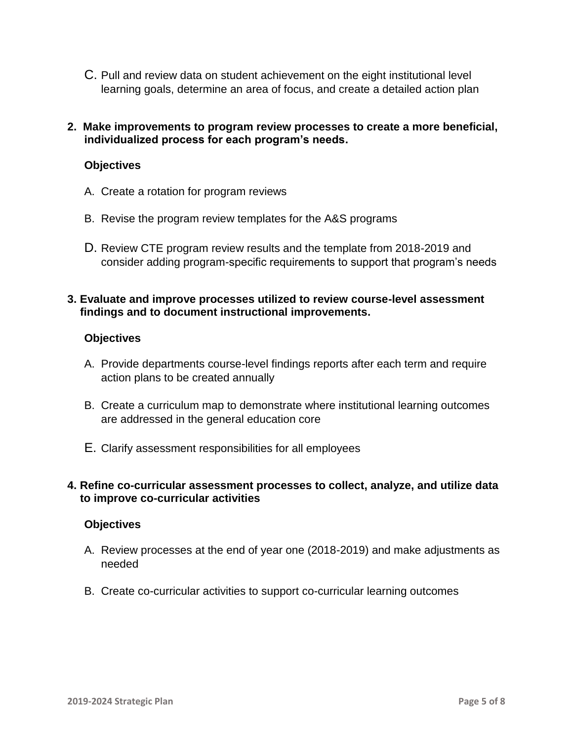C. Pull and review data on student achievement on the eight institutional level learning goals, determine an area of focus, and create a detailed action plan

**2. Make improvements to program review processes to create a more beneficial, individualized process for each program's needs.**

**Objectives**

A. Create a rotation for program reviews

B. Revise the program review templates for the A&S programs

D. Review CTE program review results and the template from 2018-2019 and consider adding program-specific requirements to support that program's needs

**3. Evaluate and improve processes utilized to review course-level assessment findings and to document instructional improvements.**

**Objectives**

A. Provide departments course-level findings reports after each term and require action plans to be created annually

B. Create a curriculum map to demonstrate where institutional learning outcomes are addressed in the general education core

E. Clarify assessment responsibilities for all employees

**4. Refine co-curricular assessment processes to collect, analyze, and utilize data to improve co-curricular activities**

**Objectives**

A. Review processes at the end of year one (2018-2019) and make adjustments as needed

B. Create co-curricular activities to support co-curricular learning outcomes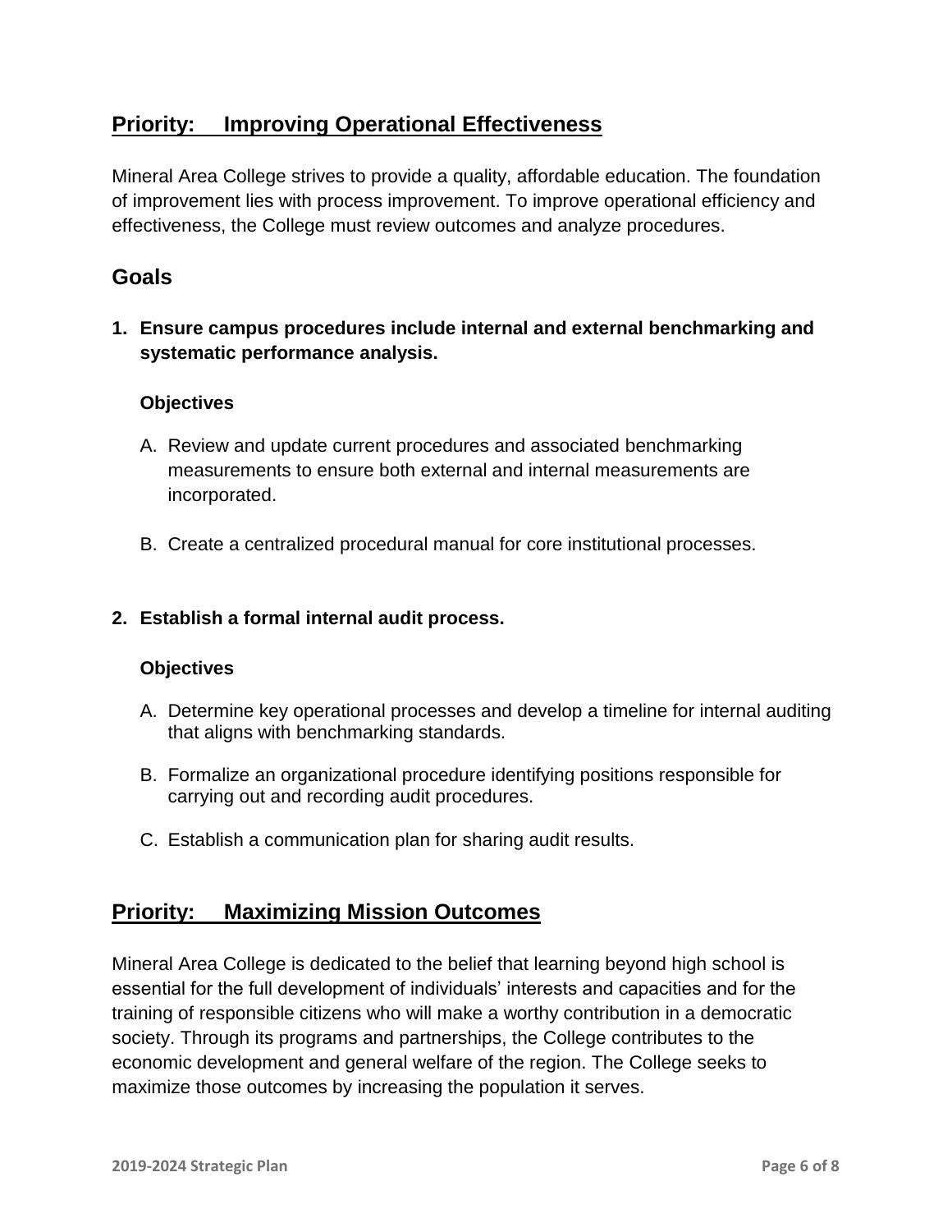## Priority: Improving Operational Effectiveness

Mineral Area College strives to provide a quality, affordable education. The foundation of improvement lies with process improvement. To improve operational efficiency and effectiveness, the College must review outcomes and analyze procedures.

### Goals

1. **Ensure campus procedures include internal and external benchmarking and systematic performance analysis.**

   **Objectives**

   A. Review and update current procedures and associated benchmarking measurements to ensure both external and internal measurements are incorporated.

   B. Create a centralized procedural manual for core institutional processes.

2. **Establish a formal internal audit process.**

   **Objectives**

   A. Determine key operational processes and develop a timeline for internal auditing that aligns with benchmarking standards.

   B. Formalize an organizational procedure identifying positions responsible for carrying out and recording audit procedures.

   C. Establish a communication plan for sharing audit results.

## Priority: Maximizing Mission Outcomes

Mineral Area College is dedicated to the belief that learning beyond high school is essential for the full development of individuals' interests and capacities and for the training of responsible citizens who will make a worthy contribution in a democratic society. Through its programs and partnerships, the College contributes to the economic development and general welfare of the region. The College seeks to maximize those outcomes by increasing the population it serves.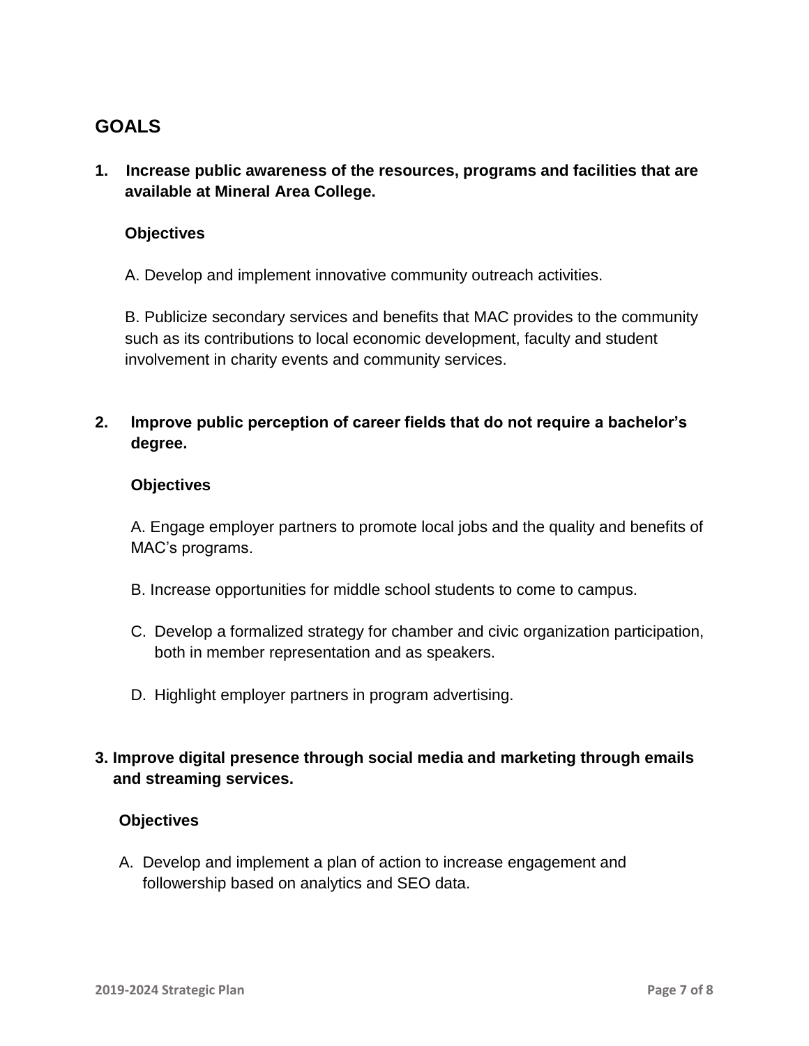## GOALS

1. **Increase public awareness of the resources, programs and facilities that are available at Mineral Area College.**

   **Objectives**

   A. Develop and implement innovative community outreach activities.

   B. Publicize secondary services and benefits that MAC provides to the community such as its contributions to local economic development, faculty and student involvement in charity events and community services.

2. **Improve public perception of career fields that do not require a bachelor's degree.**

   **Objectives**

   A. Engage employer partners to promote local jobs and the quality and benefits of MAC's programs.

   B. Increase opportunities for middle school students to come to campus.

   C. Develop a formalized strategy for chamber and civic organization participation, both in member representation and as speakers.

   D. Highlight employer partners in program advertising.

3. **Improve digital presence through social media and marketing through emails and streaming services.**

   **Objectives**

   A. Develop and implement a plan of action to increase engagement and followership based on analytics and SEO data.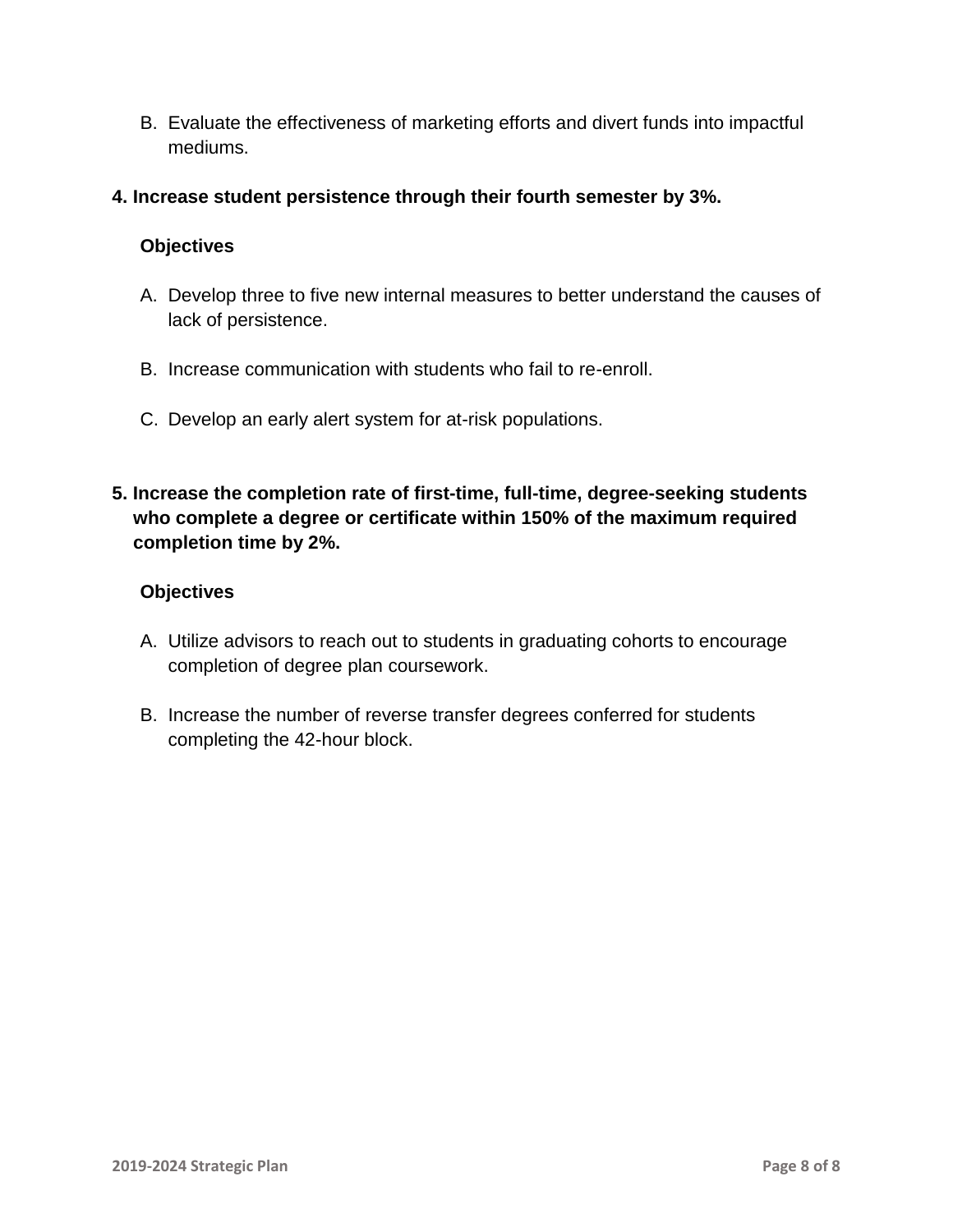B. Evaluate the effectiveness of marketing efforts and divert funds into impactful mediums.

**4. Increase student persistence through their fourth semester by 3%.**

**Objectives**

A. Develop three to five new internal measures to better understand the causes of lack of persistence.

B. Increase communication with students who fail to re-enroll.

C. Develop an early alert system for at-risk populations.

**5. Increase the completion rate of first-time, full-time, degree-seeking students who complete a degree or certificate within 150% of the maximum required completion time by 2%.**

**Objectives**

A. Utilize advisors to reach out to students in graduating cohorts to encourage completion of degree plan coursework.

B. Increase the number of reverse transfer degrees conferred for students completing the 42-hour block.